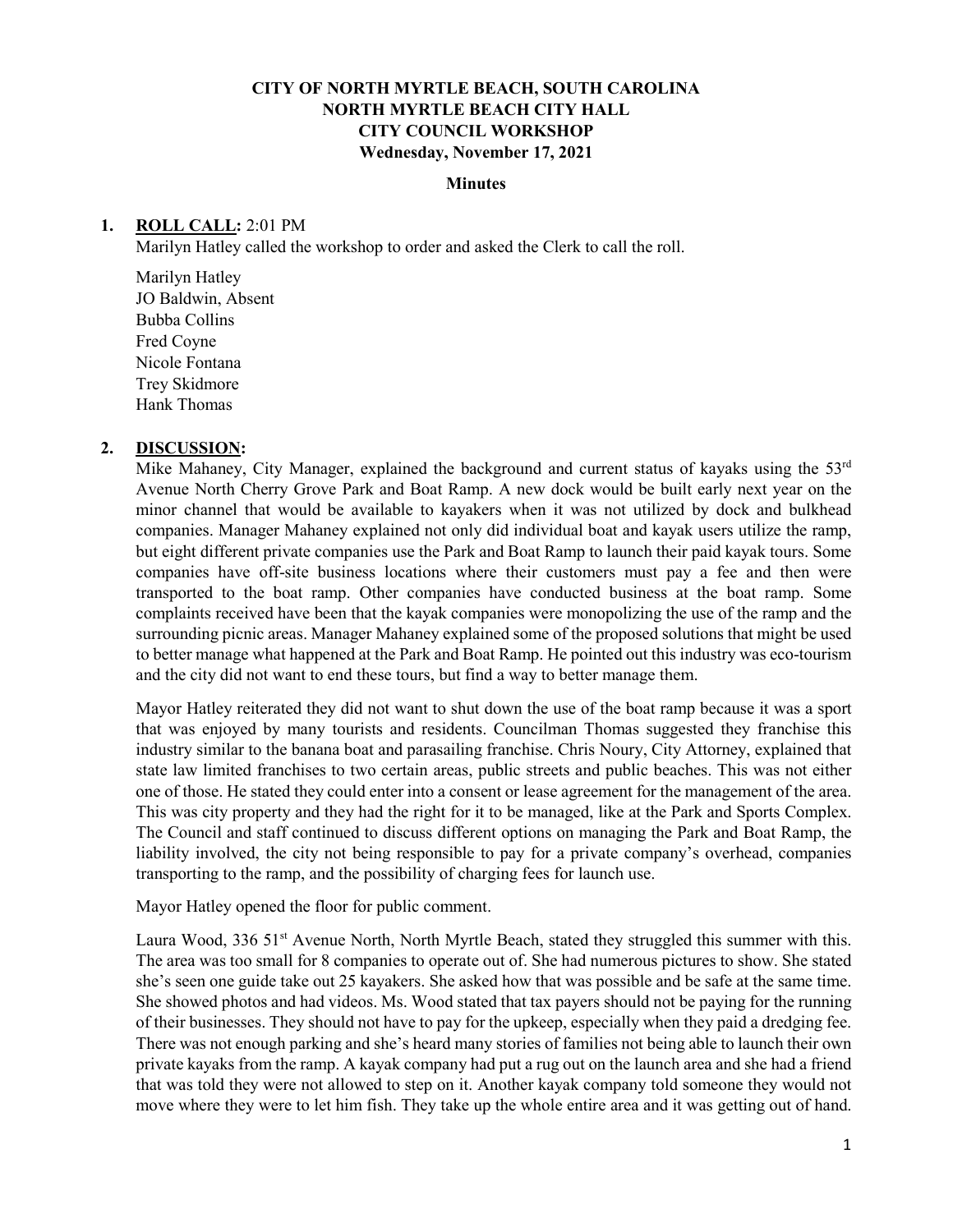# CITY OF NORTH MYRTLE BEACH, SOUTH CAROLINA
## NORTH MYRTLE BEACH CITY HALL
## CITY COUNCIL WORKSHOP
### Wednesday, November 17, 2021

**Minutes**

1. **ROLL CALL:** 2:01 PM

   Marilyn Hatley called the workshop to order and asked the Clerk to call the roll.

   Marilyn Hatley
   JO Baldwin, Absent
   Bubba Collins
   Fred Coyne
   Nicole Fontana
   Trey Skidmore
   Hank Thomas

2. **DISCUSSION:**

   Mike Mahaney, City Manager, explained the background and current status of kayaks using the 53rd Avenue North Cherry Grove Park and Boat Ramp. A new dock would be built early next year on the minor channel that would be available to kayakers when it was not utilized by dock and bulkhead companies. Manager Mahaney explained not only did individual boat and kayak users utilize the ramp, but eight different private companies use the Park and Boat Ramp to launch their paid kayak tours. Some companies have off-site business locations where their customers must pay a fee and then were transported to the boat ramp. Other companies have conducted business at the boat ramp. Some complaints received have been that the kayak companies were monopolizing the use of the ramp and the surrounding picnic areas. Manager Mahaney explained some of the proposed solutions that might be used to better manage what happened at the Park and Boat Ramp. He pointed out this industry was eco-tourism and the city did not want to end these tours, but find a way to better manage them.

   Mayor Hatley reiterated they did not want to shut down the use of the boat ramp because it was a sport that was enjoyed by many tourists and residents. Councilman Thomas suggested they franchise this industry similar to the banana boat and parasailing franchise. Chris Noury, City Attorney, explained that state law limited franchises to two certain areas, public streets and public beaches. This was not either one of those. He stated they could enter into a consent or lease agreement for the management of the area. This was city property and they had the right for it to be managed, like at the Park and Sports Complex. The Council and staff continued to discuss different options on managing the Park and Boat Ramp, the liability involved, the city not being responsible to pay for a private company's overhead, companies transporting to the ramp, and the possibility of charging fees for launch use.

   Mayor Hatley opened the floor for public comment.

   Laura Wood, 336 51st Avenue North, North Myrtle Beach, stated they struggled this summer with this. The area was too small for 8 companies to operate out of. She had numerous pictures to show. She stated she's seen one guide take out 25 kayakers. She asked how that was possible and be safe at the same time. She showed photos and had videos. Ms. Wood stated that tax payers should not be paying for the running of their businesses. They should not have to pay for the upkeep, especially when they paid a dredging fee. There was not enough parking and she's heard many stories of families not being able to launch their own private kayaks from the ramp. A kayak company had put a rug out on the launch area and she had a friend that was told they were not allowed to step on it. Another kayak company told someone they would not move where they were to let him fish. They take up the whole entire area and it was getting out of hand.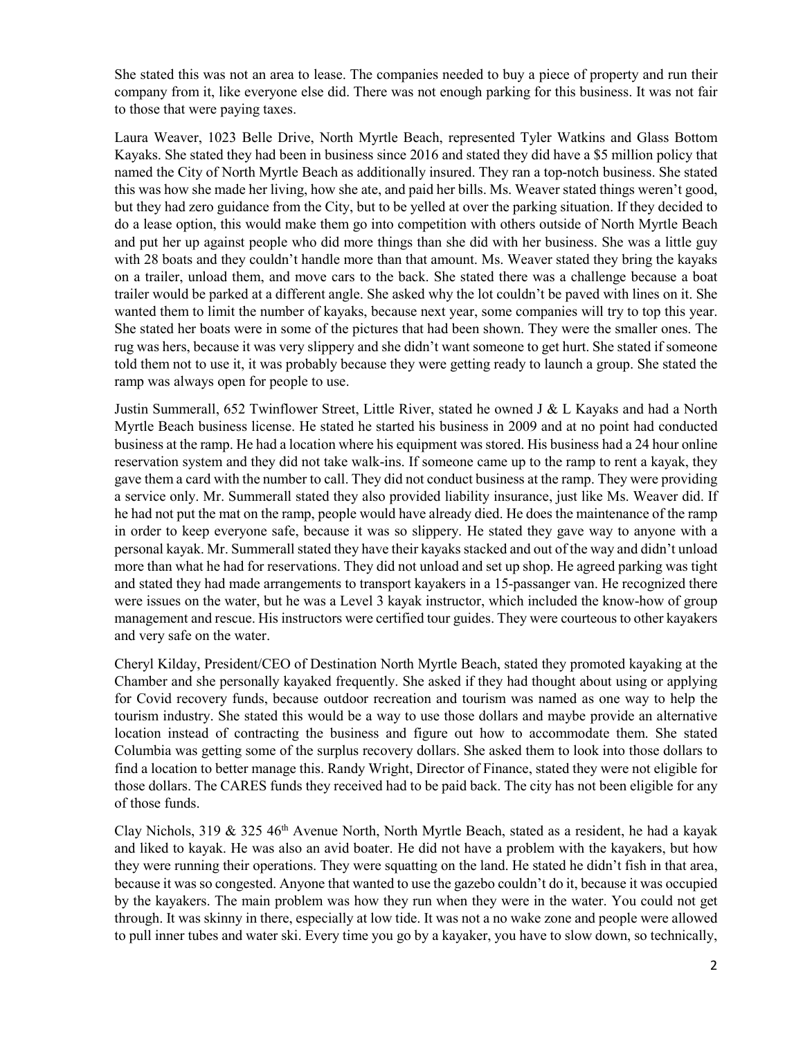She stated this was not an area to lease. The companies needed to buy a piece of property and run their company from it, like everyone else did. There was not enough parking for this business. It was not fair to those that were paying taxes.

Laura Weaver, 1023 Belle Drive, North Myrtle Beach, represented Tyler Watkins and Glass Bottom Kayaks. She stated they had been in business since 2016 and stated they did have a $5 million policy that named the City of North Myrtle Beach as additionally insured. They ran a top-notch business. She stated this was how she made her living, how she ate, and paid her bills. Ms. Weaver stated things weren't good, but they had zero guidance from the City, but to be yelled at over the parking situation. If they decided to do a lease option, this would make them go into competition with others outside of North Myrtle Beach and put her up against people who did more things than she did with her business. She was a little guy with 28 boats and they couldn't handle more than that amount. Ms. Weaver stated they bring the kayaks on a trailer, unload them, and move cars to the back. She stated there was a challenge because a boat trailer would be parked at a different angle. She asked why the lot couldn't be paved with lines on it. She wanted them to limit the number of kayaks, because next year, some companies will try to top this year. She stated her boats were in some of the pictures that had been shown. They were the smaller ones. The rug was hers, because it was very slippery and she didn't want someone to get hurt. She stated if someone told them not to use it, it was probably because they were getting ready to launch a group. She stated the ramp was always open for people to use.

Justin Summerall, 652 Twinflower Street, Little River, stated he owned J & L Kayaks and had a North Myrtle Beach business license. He stated he started his business in 2009 and at no point had conducted business at the ramp. He had a location where his equipment was stored. His business had a 24 hour online reservation system and they did not take walk-ins. If someone came up to the ramp to rent a kayak, they gave them a card with the number to call. They did not conduct business at the ramp. They were providing a service only. Mr. Summerall stated they also provided liability insurance, just like Ms. Weaver did. If he had not put the mat on the ramp, people would have already died. He does the maintenance of the ramp in order to keep everyone safe, because it was so slippery. He stated they gave way to anyone with a personal kayak. Mr. Summerall stated they have their kayaks stacked and out of the way and didn't unload more than what he had for reservations. They did not unload and set up shop. He agreed parking was tight and stated they had made arrangements to transport kayakers in a 15-passanger van. He recognized there were issues on the water, but he was a Level 3 kayak instructor, which included the know-how of group management and rescue. His instructors were certified tour guides. They were courteous to other kayakers and very safe on the water.

Cheryl Kilday, President/CEO of Destination North Myrtle Beach, stated they promoted kayaking at the Chamber and she personally kayaked frequently. She asked if they had thought about using or applying for Covid recovery funds, because outdoor recreation and tourism was named as one way to help the tourism industry. She stated this would be a way to use those dollars and maybe provide an alternative location instead of contracting the business and figure out how to accommodate them. She stated Columbia was getting some of the surplus recovery dollars. She asked them to look into those dollars to find a location to better manage this. Randy Wright, Director of Finance, stated they were not eligible for those dollars. The CARES funds they received had to be paid back. The city has not been eligible for any of those funds.

Clay Nichols, 319 & 325 46th Avenue North, North Myrtle Beach, stated as a resident, he had a kayak and liked to kayak. He was also an avid boater. He did not have a problem with the kayakers, but how they were running their operations. They were squatting on the land. He stated he didn't fish in that area, because it was so congested. Anyone that wanted to use the gazebo couldn't do it, because it was occupied by the kayakers. The main problem was how they run when they were in the water. You could not get through. It was skinny in there, especially at low tide. It was not a no wake zone and people were allowed to pull inner tubes and water ski. Every time you go by a kayaker, you have to slow down, so technically,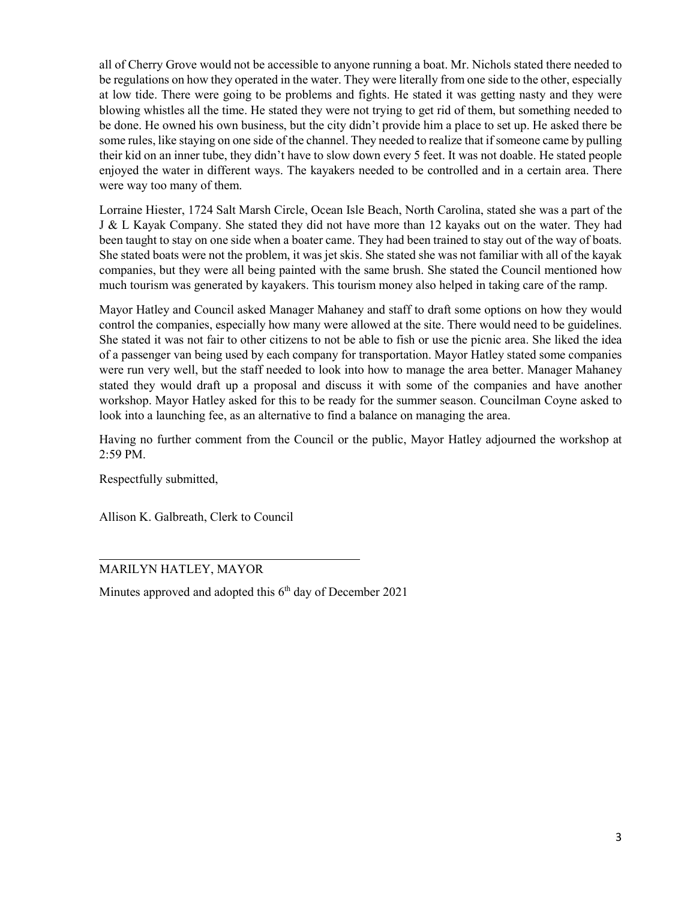all of Cherry Grove would not be accessible to anyone running a boat. Mr. Nichols stated there needed to be regulations on how they operated in the water. They were literally from one side to the other, especially at low tide. There were going to be problems and fights. He stated it was getting nasty and they were blowing whistles all the time. He stated they were not trying to get rid of them, but something needed to be done. He owned his own business, but the city didn't provide him a place to set up. He asked there be some rules, like staying on one side of the channel. They needed to realize that if someone came by pulling their kid on an inner tube, they didn't have to slow down every 5 feet. It was not doable. He stated people enjoyed the water in different ways. The kayakers needed to be controlled and in a certain area. There were way too many of them.

Lorraine Hiester, 1724 Salt Marsh Circle, Ocean Isle Beach, North Carolina, stated she was a part of the J & L Kayak Company. She stated they did not have more than 12 kayaks out on the water. They had been taught to stay on one side when a boater came. They had been trained to stay out of the way of boats. She stated boats were not the problem, it was jet skis. She stated she was not familiar with all of the kayak companies, but they were all being painted with the same brush. She stated the Council mentioned how much tourism was generated by kayakers. This tourism money also helped in taking care of the ramp.

Mayor Hatley and Council asked Manager Mahaney and staff to draft some options on how they would control the companies, especially how many were allowed at the site. There would need to be guidelines. She stated it was not fair to other citizens to not be able to fish or use the picnic area. She liked the idea of a passenger van being used by each company for transportation. Mayor Hatley stated some companies were run very well, but the staff needed to look into how to manage the area better. Manager Mahaney stated they would draft up a proposal and discuss it with some of the companies and have another workshop. Mayor Hatley asked for this to be ready for the summer season. Councilman Coyne asked to look into a launching fee, as an alternative to find a balance on managing the area.

Having no further comment from the Council or the public, Mayor Hatley adjourned the workshop at 2:59 PM.

Respectfully submitted,

Allison K. Galbreath, Clerk to Council

MARILYN HATLEY, MAYOR

Minutes approved and adopted this 6th day of December 2021